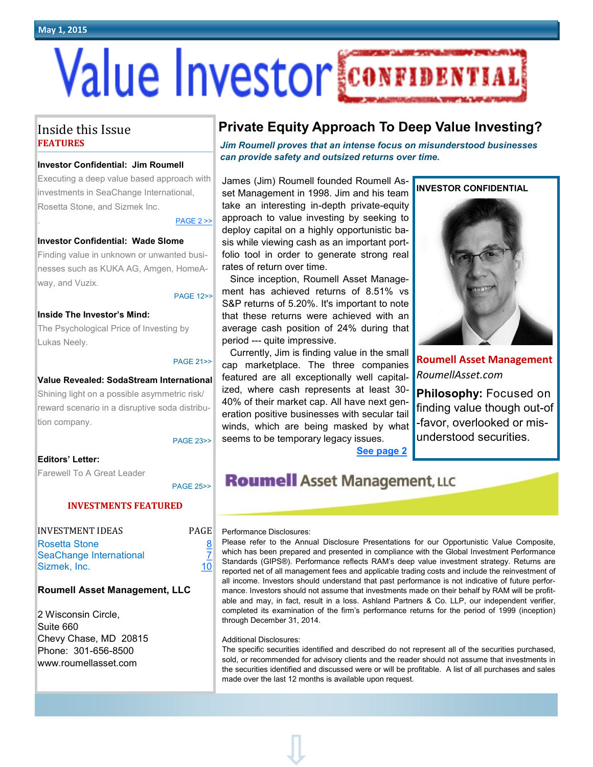May 1, 2015

# Value Investor CONFIDENTIAL

## Private Equity Approach To Deep Value Investing?

***Jim Roumell proves that an intense focus on misunderstood businesses can provide safety and outsized returns over time.***

James (Jim) Roumell founded Roumell Asset Management in 1998. Jim and his team take an interesting in-depth private-equity approach to value investing by seeking to deploy capital on a highly opportunistic basis while viewing cash as an important portfolio tool in order to generate strong real rates of return over time.

Since inception, Roumell Asset Management has achieved returns of 8.51% vs S&P returns of 5.20%. It's important to note that these returns were achieved with an average cash position of 24% during that period --- quite impressive.

Currently, Jim is finding value in the small cap marketplace. The three companies featured are all exceptionally well capitalized, where cash represents at least 30-40% of their market cap. All have next generation positive businesses with secular tail winds, which are being masked by what seems to be temporary legacy issues.

See page 2

**INVESTOR CONFIDENTIAL**

**Roumell Asset Management**

*RoumellAsset.com*

**Philosophy:** Focused on finding value though out-of-favor, overlooked or misunderstood securities.

**Roumell Asset Management, LLC**

Performance Disclosures:
Please refer to the Annual Disclosure Presentations for our Opportunistic Value Composite, which has been prepared and presented in compliance with the Global Investment Performance Standards (GIPS®). Performance reflects RAM's deep value investment strategy. Returns are reported net of all management fees and applicable trading costs and include the reinvestment of all income. Investors should understand that past performance is not indicative of future performance. Investors should not assume that investments made on their behalf by RAM will be profitable and may, in fact, result in a loss. Ashland Partners & Co. LLP, our independent verifier, completed its examination of the firm's performance returns for the period of 1999 (inception) through December 31, 2014.

Additional Disclosures:
The specific securities identified and described do not represent all of the securities purchased, sold, or recommended for advisory clients and the reader should not assume that investments in the securities identified and discussed were or will be profitable. A list of all purchases and sales made over the last 12 months is available upon request.

---

### Inside this Issue

**FEATURES**

**Investor Confidential: Jim Roumell**
Executing a deep value based approach with investments in SeaChange International, Rosetta Stone, and Sizmek Inc.
PAGE 2 >>

**Investor Confidential: Wade Slome**
Finding value in unknown or unwanted businesses such as KUKA AG, Amgen, HomeAway, and Vuzix.
PAGE 12>>

**Inside The Investor's Mind:**
The Psychological Price of Investing by Lukas Neely.
PAGE 21>>

**Value Revealed: SodaStream International**
Shining light on a possible asymmetric risk/reward scenario in a disruptive soda distribution company.
PAGE 23>>

**Editors' Letter:**
Farewell To A Great Leader
PAGE 25>>

**INVESTMENTS FEATURED**

| INVESTMENT IDEAS | PAGE |
| --- | --- |
| Rosetta Stone | 8 |
| SeaChange International | 7 |
| Sizmek, Inc. | 10 |

**Roumell Asset Management, LLC**

2 Wisconsin Circle,
Suite 660
Chevy Chase, MD 20815
Phone: 301-656-8500
www.roumellasset.com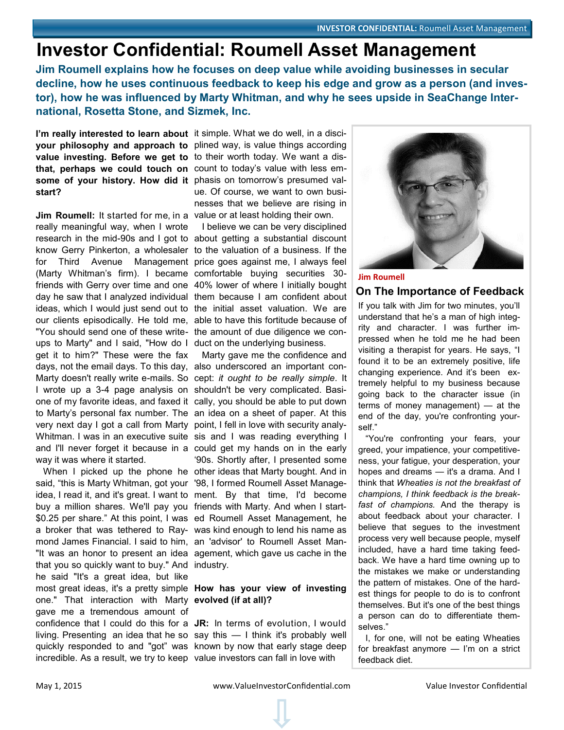# Investor Confidential: Roumell Asset Management

**Jim Roumell explains how he focuses on deep value while avoiding businesses in secular decline, how he uses continuous feedback to keep his edge and grow as a person (and investor), how he was influenced by Marty Whitman, and why he sees upside in SeaChange International, Rosetta Stone, and Sizmek, Inc.**

**I'm really interested to learn about your philosophy and approach to value investing. Before we get to that, perhaps we could touch on some of your history. How did it start?**

**Jim Roumell:** It started for me, in a really meaningful way, when I wrote research in the mid-90s and I got to know Gerry Pinkerton, a wholesaler for Third Avenue Management (Marty Whitman's firm). I became friends with Gerry over time and one day he saw that I analyzed individual ideas, which I would just send out to our clients episodically. He told me, "You should send one of these write-ups to Marty" and I said, "How do I get it to him?" These were the fax days, not the email days. To this day, Marty doesn't really write e-mails. So I wrote up a 3-4 page analysis on one of my favorite ideas, and faxed it to Marty's personal fax number. The very next day I got a call from Marty Whitman. I was in an executive suite and I'll never forget it because in a way it was where it started.

When I picked up the phone he said, "this is Marty Whitman, got your idea, I read it, and it's great. I want to buy a million shares. We'll pay you $0.25 per share." At this point, I was a broker that was tethered to Raymond James Financial. I said to him, "It was an honor to present an idea that you so quickly want to buy." And he said "It's a great idea, but like most great ideas, it's a pretty simple one." That interaction with Marty gave me a tremendous amount of confidence that I could do this for a living. Presenting an idea that he so quickly responded to and "got" was incredible. As a result, we try to keep it simple. What we do well, in a disciplined way, is value things according to their worth today. We want a discount to today's value with less emphasis on tomorrow's presumed value. Of course, we want to own businesses that we believe are rising in value or at least holding their own.

I believe we can be very disciplined about getting a substantial discount to the valuation of a business. If the price goes against me, I always feel comfortable buying securities 30-40% lower of where I initially bought them because I am confident about the initial asset valuation. We are able to have this fortitude because of the amount of due diligence we conduct on the underlying business.

Marty gave me the confidence and also underscored an important concept: *it ought to be really simple*. It shouldn't be very complicated. Basically, you should be able to put down an idea on a sheet of paper. At this point, I fell in love with security analysis and I was reading everything I could get my hands on in the early '90s. Shortly after, I presented some other ideas that Marty bought. And in '98, I formed Roumell Asset Management. By that time, I'd become friends with Marty. And when I started Roumell Asset Management, he was kind enough to lend his name as an 'advisor' to Roumell Asset Management, which gave us cache in the industry.

**How has your view of investing evolved (if at all)?**

**JR:** In terms of evolution, I would say this — I think it's probably well known by now that early stage deep value investors can fall in love with

---

Jim Roumell

## On The Importance of Feedback

If you talk with Jim for two minutes, you'll understand that he's a man of high integrity and character. I was further impressed when he told me he had been visiting a therapist for years. He says, "I found it to be an extremely positive, life changing experience. And it's been extremely helpful to my business because going back to the character issue (in terms of money management) — at the end of the day, you're confronting yourself."

"You're confronting your fears, your greed, your impatience, your competitiveness, your fatigue, your desperation, your hopes and dreams — it's a drama. And I think that *Wheaties is not the breakfast of champions, I think feedback is the breakfast of champions.* And the therapy is about feedback about your character. I believe that segues to the investment process very well because people, myself included, have a hard time taking feedback. We have a hard time owning up to the mistakes we make or understanding the pattern of mistakes. One of the hardest things for people to do is to confront themselves. But it's one of the best things a person can do to differentiate themselves."

I, for one, will not be eating Wheaties for breakfast anymore — I'm on a strict feedback diet.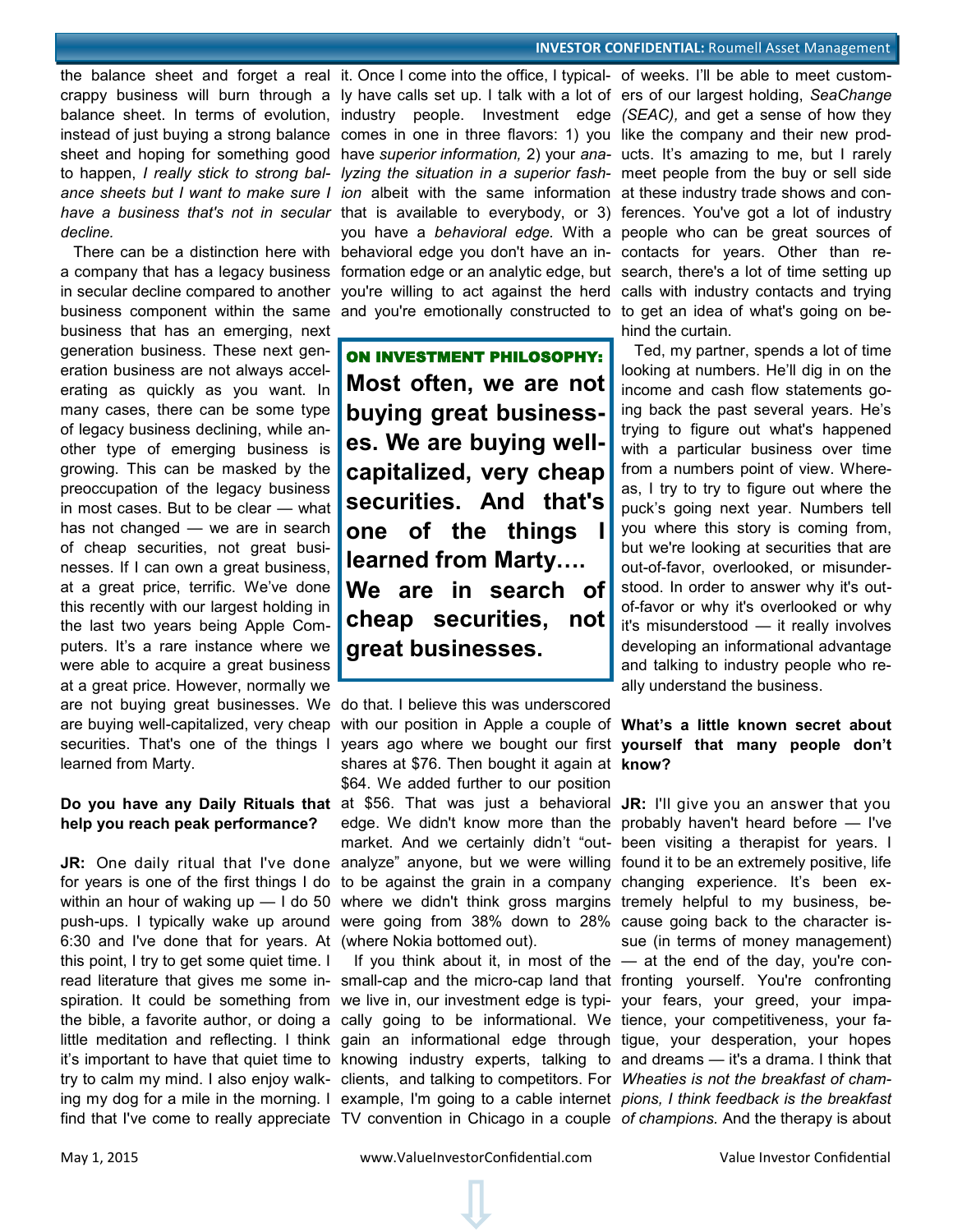the balance sheet and forget a real crappy business will burn through a balance sheet. In terms of evolution, instead of just buying a strong balance sheet and hoping for something good to happen, *I really stick to strong balance sheets but I want to make sure I have a business that's not in secular decline.*

There can be a distinction here with a company that has a legacy business in secular decline compared to another business component within the same business that has an emerging, next generation business. These next generation business are not always accelerating as quickly as you want. In many cases, there can be some type of legacy business declining, while another type of emerging business is growing. This can be masked by the preoccupation of the legacy business in most cases. But to be clear — what has not changed — we are in search of cheap securities, not great businesses. If I can own a great business, at a great price, terrific. We've done this recently with our largest holding in the last two years being Apple Computers. It's a rare instance where we were able to acquire a great business at a great price. However, normally we are not buying great businesses. We are buying well-capitalized, very cheap securities. That's one of the things I learned from Marty.

**Do you have any Daily Rituals that help you reach peak performance?**

**JR:** One daily ritual that I've done for years is one of the first things I do within an hour of waking up — I do 50 push-ups. I typically wake up around 6:30 and I've done that for years. At this point, I try to get some quiet time. I read literature that gives me some inspiration. It could be something from the bible, a favorite author, or doing a little meditation and reflecting. I think it's important to have that quiet time to try to calm my mind. I also enjoy walking my dog for a mile in the morning. I find that I've come to really appreciate it. Once I come into the office, I typically have calls set up. I talk with a lot of industry people. Investment edge comes in one in three flavors: 1) you have *superior information,* 2) your *analyzing the situation in a superior fashion* albeit with the same information that is available to everybody, or 3) you have a *behavioral edge.* With a behavioral edge you don't have an information edge or an analytic edge, but you're willing to act against the herd and you're emotionally constructed to do that. I believe this was underscored with our position in Apple a couple of years ago where we bought our first shares at $76. Then bought it again at $64. We added further to our position at $56. That was just a behavioral edge. We didn't know more than the market. And we certainly didn't "out-analyze" anyone, but we were willing to be against the grain in a company where we didn't think gross margins were going from 38% down to 28% (where Nokia bottomed out).

> **ON INVESTMENT PHILOSOPHY:**
> **Most often, we are not buying great businesses. We are buying well-capitalized, very cheap securities. And that's one of the things I learned from Marty…. We are in search of cheap securities, not great businesses.**

If you think about it, in most of the small-cap and the micro-cap land that we live in, our investment edge is typically going to be informational. We gain an informational edge through knowing industry experts, talking to clients, and talking to competitors. For example, I'm going to a cable internet TV convention in Chicago in a couple of weeks. I'll be able to meet customers of our largest holding, *SeaChange (SEAC),* and get a sense of how they like the company and their new products. It's amazing to me, but I rarely meet people from the buy or sell side at these industry trade shows and conferences. You've got a lot of industry people who can be great sources of contacts for years. Other than research, there's a lot of time setting up calls with industry contacts and trying to get an idea of what's going on behind the curtain.

Ted, my partner, spends a lot of time looking at numbers. He'll dig in on the income and cash flow statements going back the past several years. He's trying to figure out what's happened with a particular business over time from a numbers point of view. Whereas, I try to try to figure out where the puck's going next year. Numbers tell you where this story is coming from, but we're looking at securities that are out-of-favor, overlooked, or misunderstood. In order to answer why it's out-of-favor or why it's overlooked or why it's misunderstood — it really involves developing an informational advantage and talking to industry people who really understand the business.

**What's a little known secret about yourself that many people don't know?**

**JR:** I'll give you an answer that you probably haven't heard before — I've been visiting a therapist for years. I found it to be an extremely positive, life changing experience. It's been extremely helpful to my business, because going back to the character issue (in terms of money management) — at the end of the day, you're confronting yourself. You're confronting your fears, your greed, your impatience, your competitiveness, your fatigue, your desperation, your hopes and dreams — it's a drama. I think that *Wheaties is not the breakfast of champions, I think feedback is the breakfast of champions.* And the therapy is about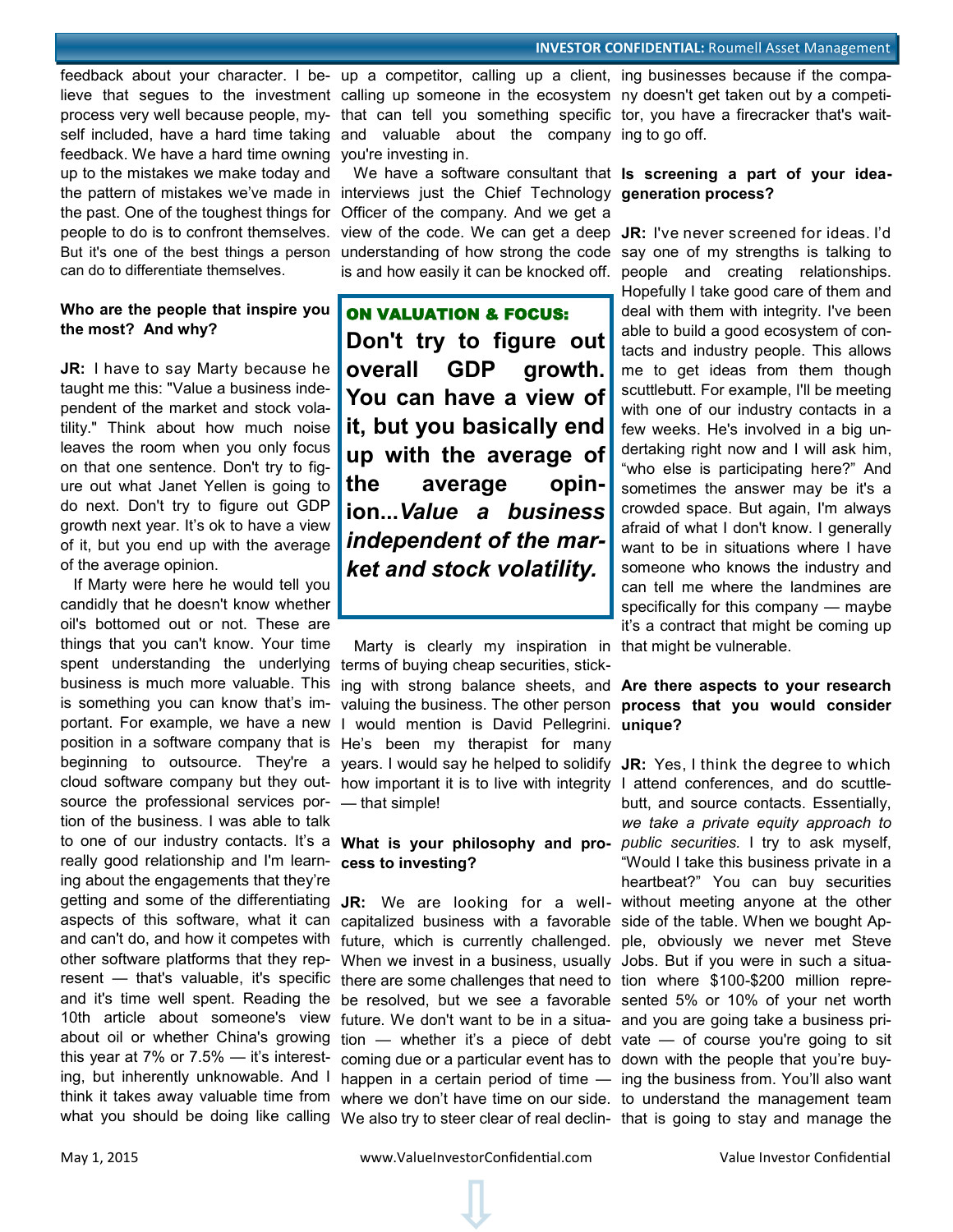feedback about your character. I believe that segues to the investment process very well because people, myself included, have a hard time taking feedback. We have a hard time owning up to the mistakes we make today and the pattern of mistakes we've made in the past. One of the toughest things for people to do is to confront themselves. But it's one of the best things a person can do to differentiate themselves.

**Who are the people that inspire you the most? And why?**

**JR:** I have to say Marty because he taught me this: "Value a business independent of the market and stock volatility." Think about how much noise leaves the room when you only focus on that one sentence. Don't try to figure out what Janet Yellen is going to do next. Don't try to figure out GDP growth next year. It's ok to have a view of it, but you end up with the average of the average opinion.

If Marty were here he would tell you candidly that he doesn't know whether oil's bottomed out or not. These are things that you can't know. Your time spent understanding the underlying business is much more valuable. This is something you can know that's important. For example, we have a new position in a software company that is beginning to outsource. They're a cloud software company but they outsource the professional services portion of the business. I was able to talk to one of our industry contacts. It's a really good relationship and I'm learning about the engagements that they're getting and some of the differentiating aspects of this software, what it can and can't do, and how it competes with other software platforms that they represent — that's valuable, it's specific and it's time well spent. Reading the 10th article about someone's view about oil or whether China's growing this year at 7% or 7.5% — it's interesting, but inherently unknowable. And I think it takes away valuable time from what you should be doing like calling up a competitor, calling up a client, calling up someone in the ecosystem that can tell you something specific and valuable about the company you're investing in.

We have a software consultant that interviews just the Chief Technology Officer of the company. And we get a view of the code. We can get a deep understanding of how strong the code is and how easily it can be knocked off.

> **ON VALUATION & FOCUS:**
> **Don't try to figure out overall GDP growth. You can have a view of it, but you basically end up with the average of the average opinion...*Value a business independent of the market and stock volatility.***

Marty is clearly my inspiration in terms of buying cheap securities, sticking with strong balance sheets, and valuing the business. The other person I would mention is David Pellegrini. He's been my therapist for many years. I would say he helped to solidify how important it is to live with integrity — that simple!

**What is your philosophy and process to investing?**

**JR:** We are looking for a well-capitalized business with a favorable future, which is currently challenged. When we invest in a business, usually there are some challenges that need to be resolved, but we see a favorable future. We don't want to be in a situation — whether it's a piece of debt coming due or a particular event has to happen in a certain period of time — where we don't have time on our side. We also try to steer clear of real declining businesses because if the company doesn't get taken out by a competitor, you have a firecracker that's waiting to go off.

**Is screening a part of your idea-generation process?**

**JR:** I've never screened for ideas. I'd say one of my strengths is talking to people and creating relationships. Hopefully I take good care of them and deal with them with integrity. I've been able to build a good ecosystem of contacts and industry people. This allows me to get ideas from them though scuttlebutt. For example, I'll be meeting with one of our industry contacts in a few weeks. He's involved in a big undertaking right now and I will ask him, "who else is participating here?" And sometimes the answer may be it's a crowded space. But again, I'm always afraid of what I don't know. I generally want to be in situations where I have someone who knows the industry and can tell me where the landmines are specifically for this company — maybe it's a contract that might be coming up that might be vulnerable.

**Are there aspects to your research process that you would consider unique?**

**JR:** Yes, I think the degree to which I attend conferences, and do scuttlebutt, and source contacts. Essentially, *we take a private equity approach to public securities.* I try to ask myself, "Would I take this business private in a heartbeat?" You can buy securities without meeting anyone at the other side of the table. When we bought Apple, obviously we never met Steve Jobs. But if you were in such a situation where $100-$200 million represented 5% or 10% of your net worth and you are going take a business private — of course you're going to sit down with the people that you're buying the business from. You'll also want to understand the management team that is going to stay and manage the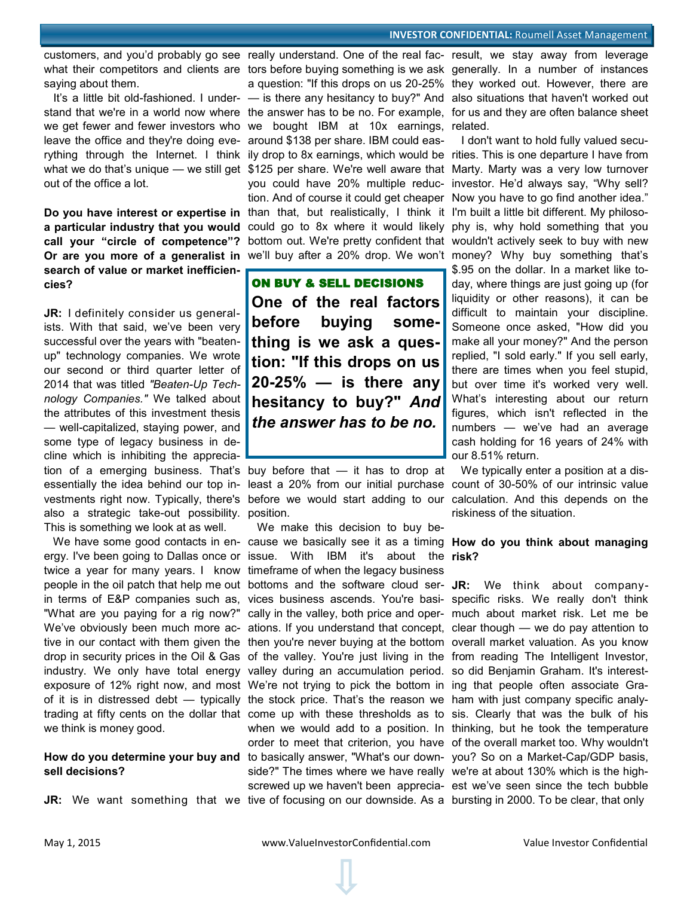customers, and you'd probably go see what their competitors and clients are saying about them.

It's a little bit old-fashioned. I understand that we're in a world now where we get fewer and fewer investors who leave the office and they're doing everything through the Internet. I think what we do that's unique — we still get out of the office a lot.

**Do you have interest or expertise in a particular industry that you would call your "circle of competence"? Or are you more of a generalist in search of value or market inefficiencies?**

**JR:** I definitely consider us generalists. With that said, we've been very successful over the years with "beaten-up" technology companies. We wrote our second or third quarter letter of 2014 that was titled *"Beaten-Up Technology Companies."* We talked about the attributes of this investment thesis — well-capitalized, staying power, and some type of legacy business in decline which is inhibiting the appreciation of a emerging business. That's essentially the idea behind our top investments right now. Typically, there's also a strategic take-out possibility. This is something we look at as well.

We have some good contacts in energy. I've been going to Dallas once or twice a year for many years. I know people in the oil patch that help me out in terms of E&P companies such as, "What are you paying for a rig now?" We've obviously been much more active in our contact with them given the drop in security prices in the Oil & Gas industry. We only have total energy exposure of 12% right now, and most of it is in distressed debt — typically trading at fifty cents on the dollar that we think is money good.

**How do you determine your buy and sell decisions?**

**JR:** We want something that we really understand. One of the real factors before buying something is we ask a question: "If this drops on us 20-25% — is there any hesitancy to buy?" And the answer has to be no. For example, we bought IBM at 10x earnings, around $138 per share. IBM could easily drop to 8x earnings, which would be $125 per share. We're well aware that you could have 20% multiple reduction. And of course it could get cheaper than that, but realistically, I think it could go to 8x where it would likely bottom out. We're pretty confident that we'll buy after a 20% drop. We won't buy before that — it has to drop at least a 20% from our initial purchase before we would start adding to our position.

> **ON BUY & SELL DECISIONS**
>
> **One of the real factors before buying something is we ask a question: "If this drops on us 20-25% — is there any hesitancy to buy?"** ***And the answer has to be no.***

We make this decision to buy because we basically see it as a timing issue. With IBM it's about the timeframe of when the legacy business bottoms and the software cloud services business ascends. You're basically in the valley, both price and operations. If you understand that concept, then you're never buying at the bottom of the valley. You're just living in the valley during an accumulation period. We're not trying to pick the bottom in the stock price. That's the reason we come up with these thresholds as to when we would add to a position. In order to meet that criterion, you have to basically answer, "What's our downside?" The times where we have really screwed up we haven't been appreciative of focusing on our downside. As a result, we stay away from leverage generally. In a number of instances they worked out. However, there are also situations that haven't worked out for us and they are often balance sheet related.

I don't want to hold fully valued securities. This is one departure I have from Marty. Marty was a very low turnover investor. He'd always say, "Why sell? Now you have to go find another idea." I'm built a little bit different. My philosophy is, why hold something that you wouldn't actively seek to buy with new money? Why buy something that's $.95 on the dollar. In a market like today, where things are just going up (for liquidity or other reasons), it can be difficult to maintain your discipline. Someone once asked, "How did you make all your money?" And the person replied, "I sold early." If you sell early, there are times when you feel stupid, but over time it's worked very well. What's interesting about our return figures, which isn't reflected in the numbers — we've had an average cash holding for 16 years of 24% with our 8.51% return.

We typically enter a position at a discount of 30-50% of our intrinsic value calculation. And this depends on the riskiness of the situation.

**How do you think about managing risk?**

**JR:** We think about company-specific risks. We really don't think much about market risk. Let me be clear though — we do pay attention to overall market valuation. As you know from reading The Intelligent Investor, so did Benjamin Graham. It's interesting that people often associate Graham with just company specific analysis. Clearly that was the bulk of his thinking, but he took the temperature of the overall market too. Why wouldn't you? So on a Market-Cap/GDP basis, we're at about 130% which is the highest we've seen since the tech bubble bursting in 2000. To be clear, that only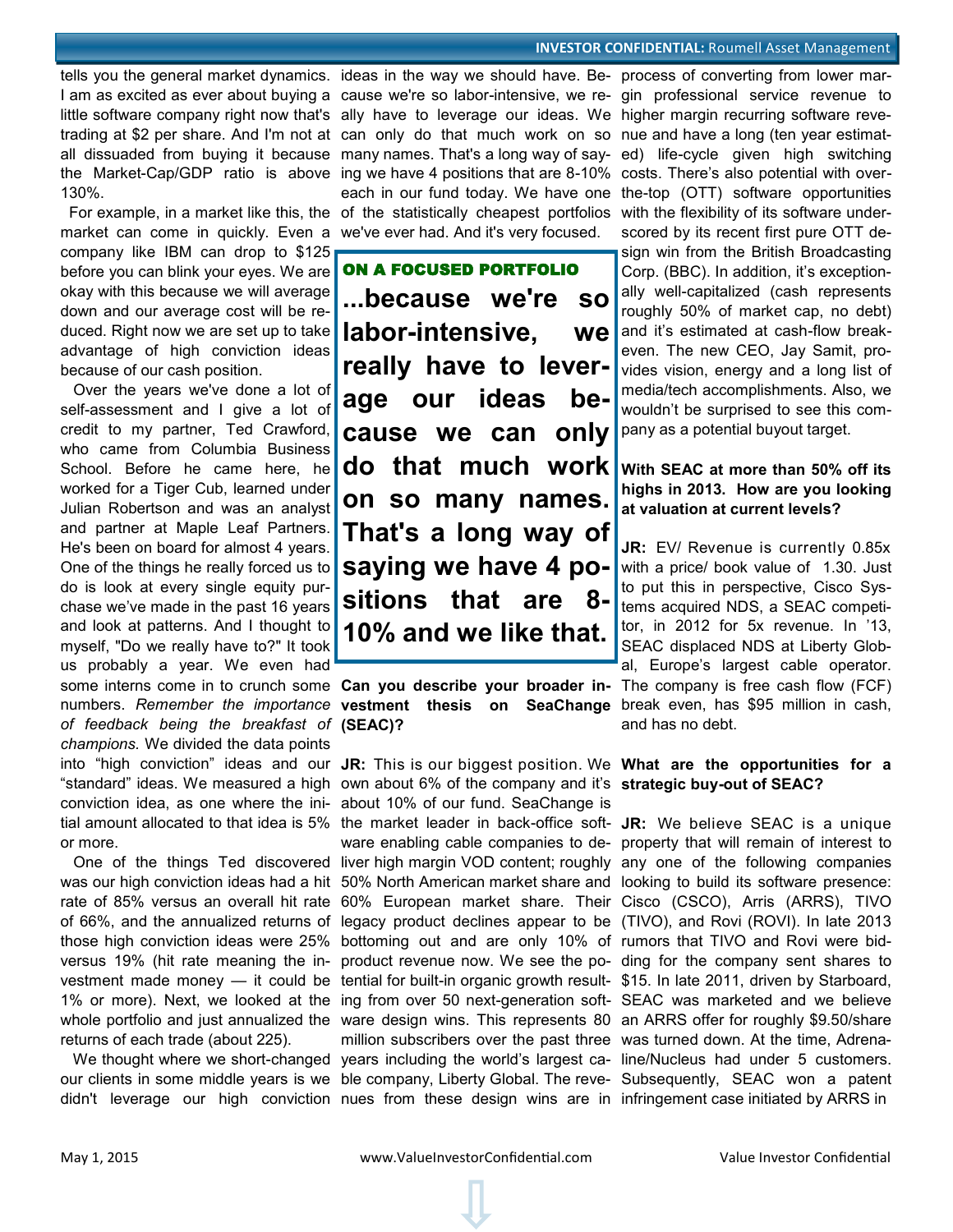tells you the general market dynamics. I am as excited as ever about buying a little software company right now that's trading at $2 per share. And I'm not at all dissuaded from buying it because the Market-Cap/GDP ratio is above 130%.

For example, in a market like this, the market can come in quickly. Even a company like IBM can drop to $125 before you can blink your eyes. We are okay with this because we will average down and our average cost will be reduced. Right now we are set up to take advantage of high conviction ideas because of our cash position.

Over the years we've done a lot of self-assessment and I give a lot of credit to my partner, Ted Crawford, who came from Columbia Business School. Before he came here, he worked for a Tiger Cub, learned under Julian Robertson and was an analyst and partner at Maple Leaf Partners. He's been on board for almost 4 years. One of the things he really forced us to do is look at every single equity purchase we've made in the past 16 years and look at patterns. And I thought to myself, "Do we really have to?" It took us probably a year. We even had some interns come in to crunch some numbers. *Remember the importance of feedback being the breakfast of champions.* We divided the data points into "high conviction" ideas and our "standard" ideas. We measured a high conviction idea, as one where the initial amount allocated to that idea is 5% or more.

One of the things Ted discovered was our high conviction ideas had a hit rate of 85% versus an overall hit rate of 66%, and the annualized returns of those high conviction ideas were 25% versus 19% (hit rate meaning the investment made money — it could be 1% or more). Next, we looked at the whole portfolio and just annualized the returns of each trade (about 225).

We thought where we short-changed our clients in some middle years is we didn't leverage our high conviction ideas in the way we should have. Because we're so labor-intensive, we really have to leverage our ideas. We can only do that much work on so many names. That's a long way of saying we have 4 positions that are 8-10% each in our fund today. We have one of the statistically cheapest portfolios we've ever had. And it's very focused.

> **ON A FOCUSED PORTFOLIO**
>
> **...because we're so labor-intensive, we really have to leverage our ideas because we can only do that much work on so many names. That's a long way of saying we have 4 positions that are 8-10% and we like that.**

**Can you describe your broader investment thesis on SeaChange (SEAC)?**

**JR:** This is our biggest position. We own about 6% of the company and it's about 10% of our fund. SeaChange is the market leader in back-office software enabling cable companies to deliver high margin VOD content; roughly 50% North American market share and 60% European market share. Their legacy product declines appear to be bottoming out and are only 10% of product revenue now. We see the potential for built-in organic growth resulting from over 50 next-generation software design wins. This represents 80 million subscribers over the past three years including the world's largest cable company, Liberty Global. The revenues from these design wins are in process of converting from lower margin professional service revenue to higher margin recurring software revenue and have a long (ten year estimated) life-cycle given high switching costs. There's also potential with over-the-top (OTT) software opportunities with the flexibility of its software underscored by its recent first pure OTT design win from the British Broadcasting Corp. (BBC). In addition, it's exceptionally well-capitalized (cash represents roughly 50% of market cap, no debt) and it's estimated at cash-flow breakeven. The new CEO, Jay Samit, provides vision, energy and a long list of media/tech accomplishments. Also, we wouldn't be surprised to see this company as a potential buyout target.

**With SEAC at more than 50% off its highs in 2013. How are you looking at valuation at current levels?**

**JR:** EV/ Revenue is currently 0.85x with a price/ book value of 1.30. Just to put this in perspective, Cisco Systems acquired NDS, a SEAC competitor, in 2012 for 5x revenue. In '13, SEAC displaced NDS at Liberty Global, Europe's largest cable operator. The company is free cash flow (FCF) break even, has $95 million in cash, and has no debt.

**What are the opportunities for a strategic buy-out of SEAC?**

**JR:** We believe SEAC is a unique property that will remain of interest to any one of the following companies looking to build its software presence: Cisco (CSCO), Arris (ARRS), TIVO (TIVO), and Rovi (ROVI). In late 2013 rumors that TIVO and Rovi were bidding for the company sent shares to $15. In late 2011, driven by Starboard, SEAC was marketed and we believe an ARRS offer for roughly $9.50/share was turned down. At the time, Adrenaline/Nucleus had under 5 customers. Subsequently, SEAC won a patent infringement case initiated by ARRS in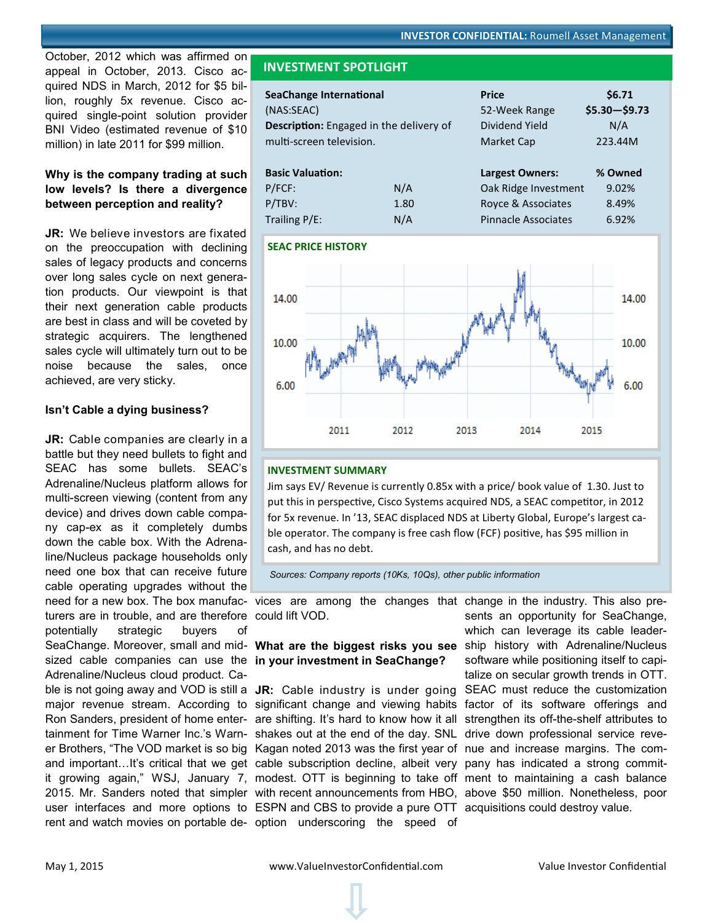October, 2012 which was affirmed on appeal in October, 2013. Cisco acquired NDS in March, 2012 for $5 billion, roughly 5x revenue. Cisco acquired single-point solution provider BNI Video (estimated revenue of $10 million) in late 2011 for $99 million.

**Why is the company trading at such low levels? Is there a divergence between perception and reality?**

**JR:** We believe investors are fixated on the preoccupation with declining sales of legacy products and concerns over long sales cycle on next generation products. Our viewpoint is that their next generation cable products are best in class and will be coveted by strategic acquirers. The lengthened sales cycle will ultimately turn out to be noise because the sales, once achieved, are very sticky.

**Isn't Cable a dying business?**

**JR:** Cable companies are clearly in a battle but they need bullets to fight and SEAC has some bullets. SEAC's Adrenaline/Nucleus platform allows for multi-screen viewing (content from any device) and drives down cable company cap-ex as it completely dumbs down the cable box. With the Adrenaline/Nucleus package households only need one box that can receive future cable operating upgrades without the need for a new box. The box manufacturers are in trouble, and are therefore potentially strategic buyers of SeaChange. Moreover, small and mid-sized cable companies can use the Adrenaline/Nucleus cloud product. Cable is not going away and VOD is still a major revenue stream. According to Ron Sanders, president of home entertainment for Time Warner Inc.'s Warner Brothers, "The VOD market is so big and important…It's critical that we get it growing again," WSJ, January 7, 2015. Mr. Sanders noted that simpler user interfaces and more options to rent and watch movies on portable devices are among the changes that could lift VOD.

**What are the biggest risks you see in your investment in SeaChange?**

**JR:** Cable industry is under going significant change and viewing habits are shifting. It's hard to know how it all shakes out at the end of the day. SNL Kagan noted 2013 was the first year of cable subscription decline, albeit very modest. OTT is beginning to take off with recent announcements from HBO, ESPN and CBS to provide a pure OTT option underscoring the speed of change in the industry. This also presents an opportunity for SeaChange, which can leverage its cable leadership history with Adrenaline/Nucleus software while positioning itself to capitalize on secular growth trends in OTT. SEAC must reduce the customization factor of its software offerings and strengthen its off-the-shelf attributes to drive down professional service revenue and increase margins. The company has indicated a strong commitment to maintaining a cash balance above $50 million. Nonetheless, poor acquisitions could destroy value.

## INVESTMENT SPOTLIGHT

| | | | |
|---|---|---|---|
| **SeaChange International** | | **Price** | **$6.71** |
| (NAS:SEAC) | | 52-Week Range | **$5.30—$9.73** |
| **Description:** Engaged in the delivery of multi-screen television. | | Dividend Yield | N/A |
| | | Market Cap | 223.44M |

| **Basic Valuation:** | | **Largest Owners:** | **% Owned** |
|---|---|---|---|
| P/FCF: | N/A | Oak Ridge Investment | 9.02% |
| P/TBV: | 1.80 | Royce & Associates | 8.49% |
| Trailing P/E: | N/A | Pinnacle Associates | 6.92% |

**SEAC PRICE HISTORY**

**INVESTMENT SUMMARY**

Jim says EV/ Revenue is currently 0.85x with a price/ book value of 1.30. Just to put this in perspective, Cisco Systems acquired NDS, a SEAC competitor, in 2012 for 5x revenue. In '13, SEAC displaced NDS at Liberty Global, Europe's largest cable operator. The company is free cash flow (FCF) positive, has $95 million in cash, and has no debt.

*Sources: Company reports (10Ks, 10Qs), other public information*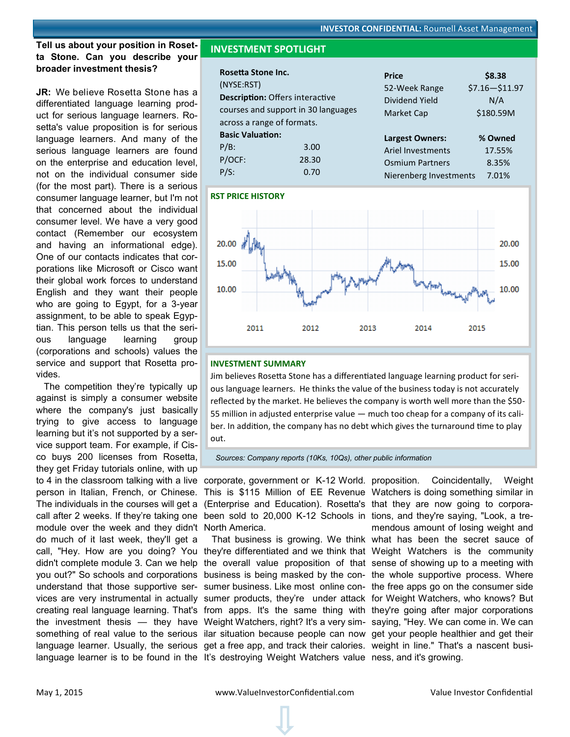**Tell us about your position in Rosetta Stone. Can you describe your broader investment thesis?**

**JR:** We believe Rosetta Stone has a differentiated language learning product for serious language learners. Rosetta's value proposition is for serious language learners. And many of the serious language learners are found on the enterprise and education level, not on the individual consumer side (for the most part). There is a serious consumer language learner, but I'm not that concerned about the individual consumer level. We have a very good contact (Remember our ecosystem and having an informational edge). One of our contacts indicates that corporations like Microsoft or Cisco want their global work forces to understand English and they want their people who are going to Egypt, for a 3-year assignment, to be able to speak Egyptian. This person tells us that the serious language learning group (corporations and schools) values the service and support that Rosetta provides.

The competition they're typically up against is simply a consumer website where the company's just basically trying to give access to language learning but it's not supported by a service support team. For example, if Cisco buys 200 licenses from Rosetta, they get Friday tutorials online, with up to 4 in the classroom talking with a live person in Italian, French, or Chinese. The individuals in the courses will get a call after 2 weeks. If they're taking one module over the week and they didn't do much of it last week, they'll get a call, "Hey. How are you doing? You didn't complete module 3. Can we help you out?" So schools and corporations understand that those supportive services are very instrumental in actually creating real language learning. That's the investment thesis — they have something of real value to the serious language learner. Usually, the serious language learner is to be found in the corporate, government or K-12 World. This is $115 Million of EE Revenue (Enterprise and Education). Rosetta's been sold to 20,000 K-12 Schools in North America.

That business is growing. We think they're differentiated and we think that the overall value proposition of that business is being masked by the consumer business. Like most online consumer products, they're under attack from apps. It's the same thing with Weight Watchers, right? It's a very similar situation because people can now get a free app, and track their calories. It's destroying Weight Watchers value proposition. Coincidentally, Weight Watchers is doing something similar in that they are now going to corporations, and they're saying, "Look, a tremendous amount of losing weight and what has been the secret sauce of Weight Watchers is the community sense of showing up to a meeting with the whole supportive process. Where the free apps go on the consumer side for Weight Watchers, who knows? But they're going after major corporations saying, "Hey. We can come in. We can get your people healthier and get their weight in line." That's a nascent business, and it's growing.

## INVESTMENT SPOTLIGHT

**Rosetta Stone Inc.**
(NYSE:RST)

**Description:** Offers interactive courses and support in 30 languages across a range of formats.

**Basic Valuation:**

| | |
|---|---|
| P/B: | 3.00 |
| P/OCF: | 28.30 |
| P/S: | 0.70 |

| | |
|---|---|
| **Price** | **$8.38** |
| 52-Week Range | $7.16—$11.97 |
| Dividend Yield | N/A |
| Market Cap | $180.59M |

| **Largest Owners:** | **% Owned** |
|---|---|
| Ariel Investments | 17.55% |
| Osmium Partners | 8.35% |
| Nierenberg Investments | 7.01% |

**RST PRICE HISTORY**

**INVESTMENT SUMMARY**

Jim believes Rosetta Stone has a differentiated language learning product for serious language learners. He thinks the value of the business today is not accurately reflected by the market. He believes the company is worth well more than the $50-55 million in adjusted enterprise value — much too cheap for a company of its caliber. In addition, the company has no debt which gives the turnaround time to play out.

*Sources: Company reports (10Ks, 10Qs), other public information*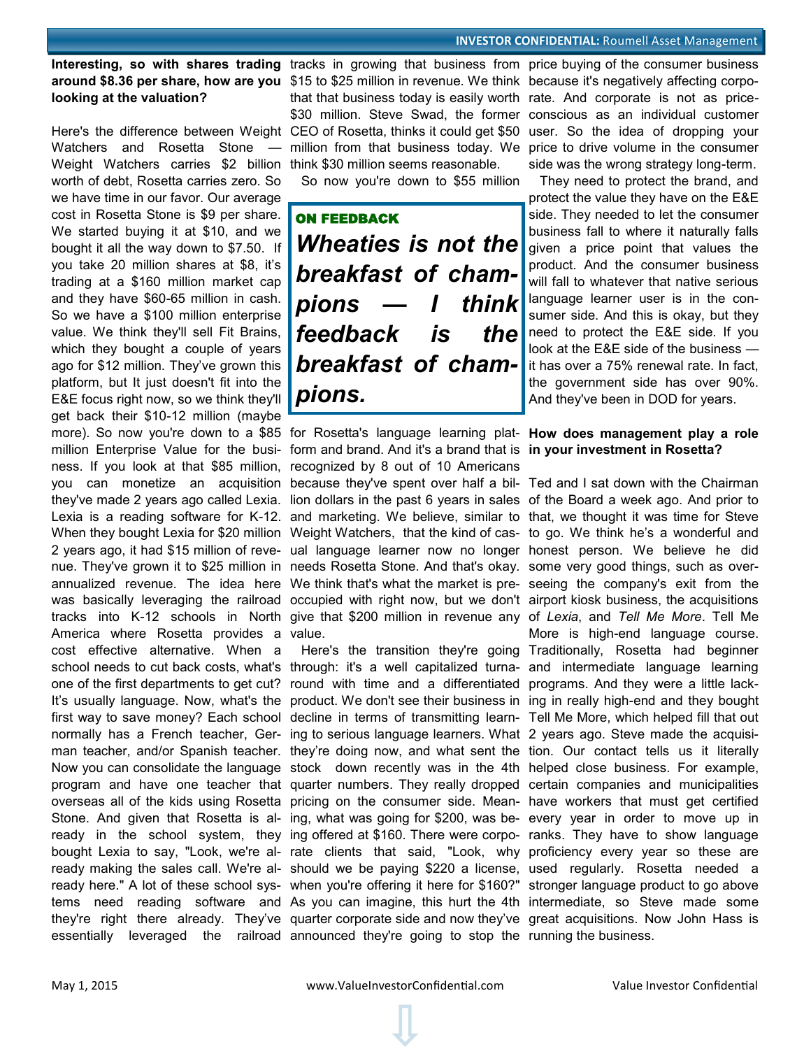**Interesting, so with shares trading around $8.36 per share, how are you looking at the valuation?**

Here's the difference between Weight Watchers and Rosetta Stone — Weight Watchers carries $2 billion worth of debt, Rosetta carries zero. So we have time in our favor. Our average cost in Rosetta Stone is $9 per share. We started buying it at $10, and we bought it all the way down to $7.50. If you take 20 million shares at $8, it's trading at a $160 million market cap and they have $60-65 million in cash. So we have a $100 million enterprise value. We think they'll sell Fit Brains, which they bought a couple of years ago for $12 million. They've grown this platform, but It just doesn't fit into the E&E focus right now, so we think they'll get back their $10-12 million (maybe more). So now you're down to a $85 million Enterprise Value for the business. If you look at that $85 million, you can monetize an acquisition they've made 2 years ago called Lexia. Lexia is a reading software for K-12. When they bought Lexia for $20 million 2 years ago, it had $15 million of revenue. They've grown it to $25 million in annualized revenue. The idea here was basically leveraging the railroad tracks into K-12 schools in North America where Rosetta provides a cost effective alternative. When a school needs to cut back costs, what's one of the first departments to get cut? It's usually language. Now, what's the first way to save money? Each school normally has a French teacher, German teacher, and/or Spanish teacher. Now you can consolidate the language program and have one teacher that overseas all of the kids using Rosetta Stone. And given that Rosetta is already in the school system, they bought Lexia to say, "Look, we're already making the sales call. We're already here." A lot of these school systems need reading software and they're right there already. They've essentially leveraged the railroad tracks in growing that business from $15 to $25 million in revenue. We think that that business today is easily worth $30 million. Steve Swad, the former CEO of Rosetta, thinks it could get $50 million from that business today. We think $30 million seems reasonable.

So now you're down to $55 million for Rosetta's language learning platform and brand. And it's a brand that is recognized by 8 out of 10 Americans because they've spent over half a billion dollars in the past 6 years in sales and marketing. We believe, similar to Weight Watchers, that the kind of casual language learner now no longer needs Rosetta Stone. And that's okay. We think that's what the market is preoccupied with right now, but we don't give that $200 million in revenue any value.

> **ON FEEDBACK**
>
> ***Wheaties is not the breakfast of champions — I think feedback is the breakfast of champions.***

Here's the transition they're going through: it's a well capitalized turnaround with time and a differentiated product. We don't see their business in decline in terms of transmitting learning to serious language learners. What they're doing now, and what sent the stock down recently was in the 4th quarter numbers. They really dropped pricing on the consumer side. Meaning, what was going for $200, was being offered at $160. There were corporate clients that said, "Look, why should we be paying $220 a license, when you're offering it here for $160?" As you can imagine, this hurt the 4th quarter corporate side and now they've announced they're going to stop the price buying of the consumer business because it's negatively affecting corporate. And corporate is not as price-conscious as an individual customer user. So the idea of dropping your price to drive volume in the consumer side was the wrong strategy long-term.

They need to protect the brand, and protect the value they have on the E&E side. They needed to let the consumer business fall to where it naturally falls given a price point that values the product. And the consumer business will fall to whatever that native serious language learner user is in the consumer side. And this is okay, but they need to protect the E&E side. If you look at the E&E side of the business — it has over a 75% renewal rate. In fact, the government side has over 90%. And they've been in DOD for years.

**How does management play a role in your investment in Rosetta?**

Ted and I sat down with the Chairman of the Board a week ago. And prior to that, we thought it was time for Steve to go. We think he's a wonderful and honest person. We believe he did some very good things, such as overseeing the company's exit from the airport kiosk business, the acquisitions of *Lexia*, and *Tell Me More*. Tell Me More is high-end language course. Traditionally, Rosetta had beginner and intermediate language learning programs. And they were a little lacking in really high-end and they bought Tell Me More, which helped fill that out 2 years ago. Steve made the acquisition. Our contact tells us it literally helped close business. For example, certain companies and municipalities have workers that must get certified every year in order to move up in ranks. They have to show language proficiency every year so these are used regularly. Rosetta needed a stronger language product to go above intermediate, so Steve made some great acquisitions. Now John Hass is running the business.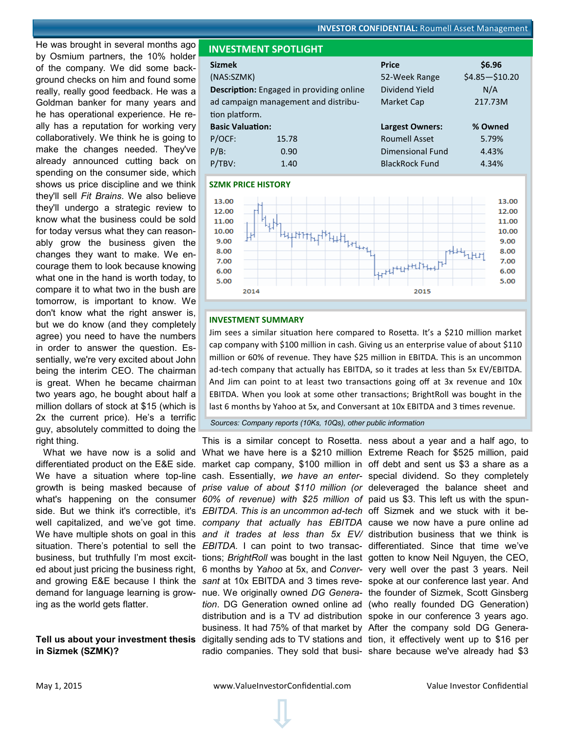He was brought in several months ago by Osmium partners, the 10% holder of the company. We did some background checks on him and found some really, really good feedback. He was a Goldman banker for many years and he has operational experience. He really has a reputation for working very collaboratively. We think he is going to make the changes needed. They've already announced cutting back on spending on the consumer side, which shows us price discipline and we think they'll sell *Fit Brains*. We also believe they'll undergo a strategic review to know what the business could be sold for today versus what they can reasonably grow the business given the changes they want to make. We encourage them to look because knowing what one in the hand is worth today, to compare it to what two in the bush are tomorrow, is important to know. We don't know what the right answer is, but we do know (and they completely agree) you need to have the numbers in order to answer the question. Essentially, we're very excited about John being the interim CEO. The chairman is great. When he became chairman two years ago, he bought about half a million dollars of stock at $15 (which is 2x the current price). He's a terrific guy, absolutely committed to doing the right thing.

What we have now is a solid and differentiated product on the E&E side. We have a situation where top-line growth is being masked because of what's happening on the consumer side. But we think it's correctible, it's well capitalized, and we've got time. We have multiple shots on goal in this situation. There's potential to sell the business, but truthfully I'm most excited about just pricing the business right, and growing E&E because I think the demand for language learning is growing as the world gets flatter.

## INVESTMENT SPOTLIGHT

| Sizmek (NAS:SZMK) | | Price | $6.96 |
|---|---|---|---|
| **Description:** Engaged in providing online ad campaign management and distribution platform. | | 52-Week Range | $4.85—$10.20 |
| | | Dividend Yield | N/A |
| | | Market Cap | 217.73M |
| **Basic Valuation:** | | **Largest Owners:** | **% Owned** |
| P/OCF: | 15.78 | Roumell Asset | 5.79% |
| P/B: | 0.90 | Dimensional Fund | 4.43% |
| P/TBV: | 1.40 | BlackRock Fund | 4.34% |

**SZMK PRICE HISTORY**

**INVESTMENT SUMMARY**

Jim sees a similar situation here compared to Rosetta. It's a $210 million market cap company with $100 million in cash. Giving us an enterprise value of about $110 million or 60% of revenue. They have $25 million in EBITDA. This is an uncommon ad-tech company that actually has EBITDA, so it trades at less than 5x EV/EBITDA. And Jim can point to at least two transactions going off at 3x revenue and 10x EBITDA. When you look at some other transactions; BrightRoll was bought in the last 6 months by Yahoo at 5x, and Conversant at 10x EBITDA and 3 times revenue.

*Sources: Company reports (10Ks, 10Qs), other public information*

**Tell us about your investment thesis in Sizmek (SZMK)?**

This is a similar concept to Rosetta. What we have here is a $210 million market cap company, $100 million in cash. Essentially, *we have an enterprise value of about $110 million (or 60% of revenue) with $25 million of EBITDA. This is an uncommon ad-tech company that actually has EBITDA and it trades at less than 5x EV/EBITDA.* I can point to two transactions; *BrightRoll* was bought in the last 6 months by *Yahoo* at 5x, and *Conversant* at 10x EBITDA and 3 times revenue. We originally owned *DG Generation*. DG Generation owned online ad distribution and is a TV ad distribution business. It had 75% of that market by digitally sending ads to TV stations and radio companies. They sold that business about a year and a half ago, to Extreme Reach for $525 million, paid off debt and sent us $3 a share as a special dividend. So they completely deleveraged the balance sheet and paid us $3. This left us with the spun-off Sizmek and we stuck with it because we now have a pure online ad distribution business that we think is differentiated. Since that time we've gotten to know Neil Nguyen, the CEO, very well over the past 3 years. Neil spoke at our conference last year. And the founder of Sizmek, Scott Ginsberg (who really founded DG Generation) spoke in our conference 3 years ago. After the company sold DG Generation, it effectively went up to $16 per share because we've already had $3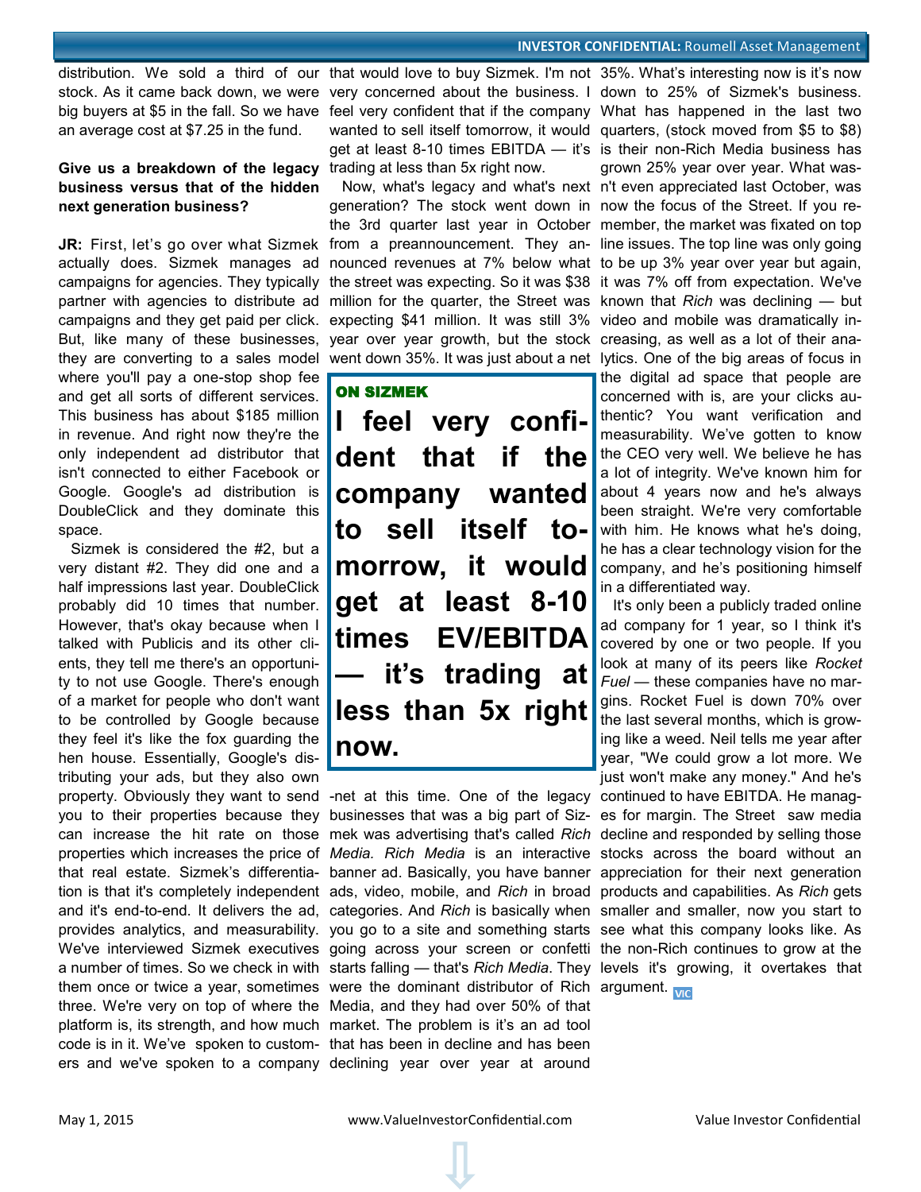distribution. We sold a third of our stock. As it came back down, we were big buyers at $5 in the fall. So we have an average cost at $7.25 in the fund.

**Give us a breakdown of the legacy business versus that of the hidden next generation business?**

**JR:** First, let's go over what Sizmek actually does. Sizmek manages ad campaigns for agencies. They typically partner with agencies to distribute ad campaigns and they get paid per click. But, like many of these businesses, they are converting to a sales model where you'll pay a one-stop shop fee and get all sorts of different services. This business has about $185 million in revenue. And right now they're the only independent ad distributor that isn't connected to either Facebook or Google. Google's ad distribution is DoubleClick and they dominate this space.

Sizmek is considered the #2, but a very distant #2. They did one and a half impressions last year. DoubleClick probably did 10 times that number. However, that's okay because when I talked with Publicis and its other clients, they tell me there's an opportunity to not use Google. There's enough of a market for people who don't want to be controlled by Google because they feel it's like the fox guarding the hen house. Essentially, Google's distributing your ads, but they also own property. Obviously they want to send you to their properties because they can increase the hit rate on those properties which increases the price of that real estate. Sizmek's differentiation is that it's completely independent and it's end-to-end. It delivers the ad, provides analytics, and measurability. We've interviewed Sizmek executives a number of times. So we check in with them once or twice a year, sometimes three. We're very on top of where the platform is, its strength, and how much code is in it. We've spoken to customers and we've spoken to a company that would love to buy Sizmek. I'm not very concerned about the business. I feel very confident that if the company wanted to sell itself tomorrow, it would get at least 8-10 times EBITDA — it's trading at less than 5x right now.

Now, what's legacy and what's next generation? The stock went down in the 3rd quarter last year in October from a preannouncement. They announced revenues at 7% below what the street was expecting. So it was $38 million for the quarter, the Street was expecting $41 million. It was still 3% year over year growth, but the stock went down 35%. It was just about a net-net at this time. One of the legacy businesses that was a big part of Sizmek was advertising that's called *Rich Media*. *Rich Media* is an interactive banner ad. Basically, you have banner ads, video, mobile, and *Rich* in broad categories. And *Rich* is basically when you go to a site and something starts going across your screen or confetti starts falling — that's *Rich Media*. They were the dominant distributor of Rich Media, and they had over 50% of that market. The problem is it's an ad tool that has been in decline and has been declining year over year at around 35%. What's interesting now is it's now down to 25% of Sizmek's business. What has happened in the last two quarters, (stock moved from $5 to $8) is their non-Rich Media business has grown 25% year over year. What wasn't even appreciated last October, was now the focus of the Street. If you remember, the market was fixated on top line issues. The top line was only going to be up 3% year over year but again, it was 7% off from expectation. We've known that *Rich* was declining — but video and mobile was dramatically increasing, as well as a lot of their analytics. One of the big areas of focus in the digital ad space that people are concerned with is, are your clicks authentic? You want verification and measurability. We've gotten to know the CEO very well. We believe he has a lot of integrity. We've known him for about 4 years now and he's always been straight. We're very comfortable with him. He knows what he's doing, he has a clear technology vision for the company, and he's positioning himself in a differentiated way.

> **ON SIZMEK**
>
> **I feel very confident that if the company wanted to sell itself tomorrow, it would get at least 8-10 times EV/EBITDA — it's trading at less than 5x right now.**

It's only been a publicly traded online ad company for 1 year, so I think it's covered by one or two people. If you look at many of its peers like *Rocket Fuel* — these companies have no margins. Rocket Fuel is down 70% over the last several months, which is growing like a weed. Neil tells me year after year, "We could grow a lot more. We just won't make any money." And he's continued to have EBITDA. He manages for margin. The Street saw media decline and responded by selling those stocks across the board without an appreciation for their next generation products and capabilities. As *Rich* gets smaller and smaller, now you start to see what this company looks like. As the non-Rich continues to grow at the levels it's growing, it overtakes that argument.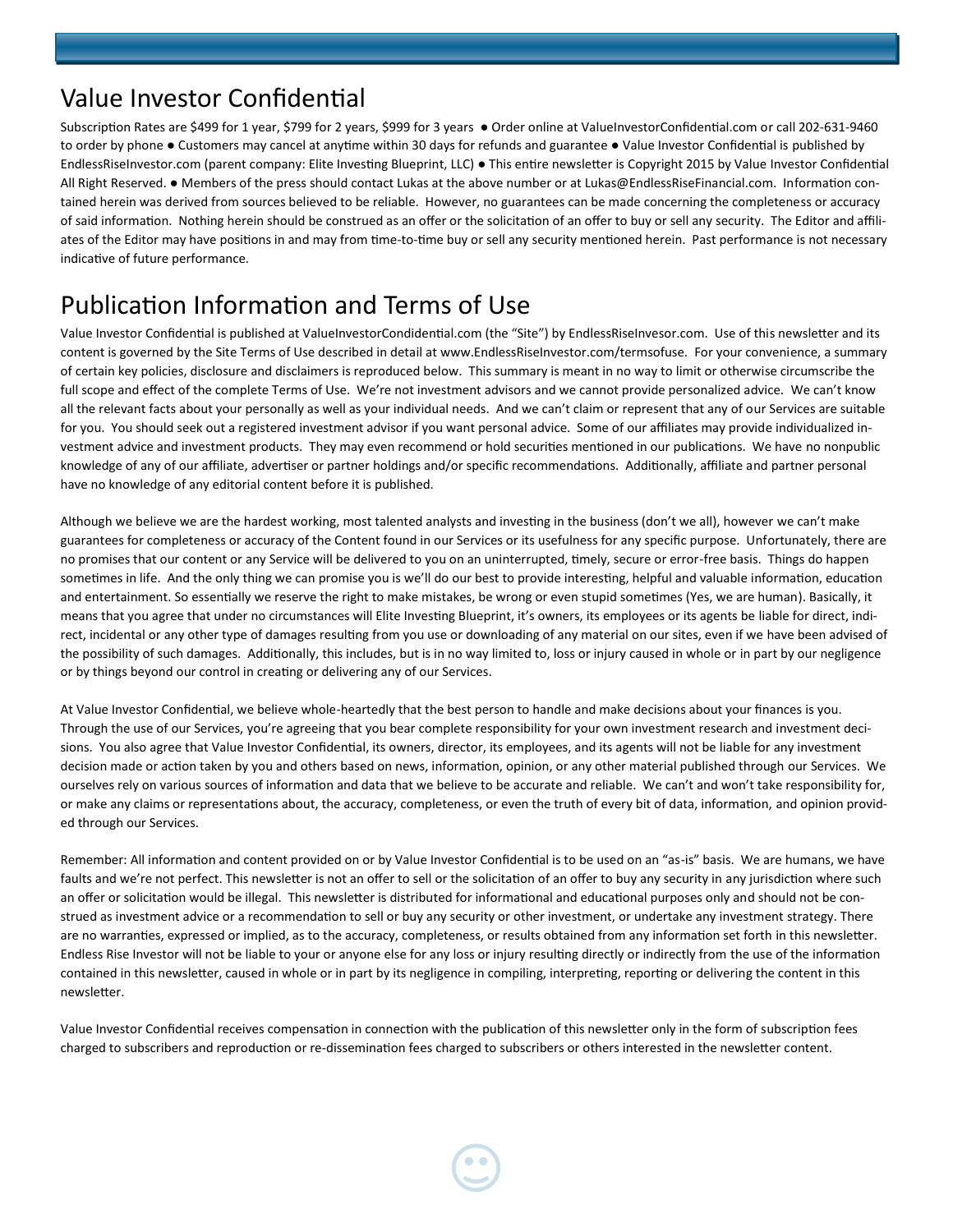## Value Investor Confidential

Subscription Rates are $499 for 1 year, $799 for 2 years, $999 for 3 years ● Order online at ValueInvestorConfidential.com or call 202-631-9460 to order by phone ● Customers may cancel at anytime within 30 days for refunds and guarantee ● Value Investor Confidential is published by EndlessRiseInvestor.com (parent company: Elite Investing Blueprint, LLC) ● This entire newsletter is Copyright 2015 by Value Investor Confidential All Right Reserved. ● Members of the press should contact Lukas at the above number or at Lukas@EndlessRiseFinancial.com. Information contained herein was derived from sources believed to be reliable. However, no guarantees can be made concerning the completeness or accuracy of said information. Nothing herein should be construed as an offer or the solicitation of an offer to buy or sell any security. The Editor and affiliates of the Editor may have positions in and may from time-to-time buy or sell any security mentioned herein. Past performance is not necessary indicative of future performance.

## Publication Information and Terms of Use

Value Investor Confidential is published at ValueInvestorCondidential.com (the "Site") by EndlessRiseInvesor.com. Use of this newsletter and its content is governed by the Site Terms of Use described in detail at www.EndlessRiseInvestor.com/termsofuse. For your convenience, a summary of certain key policies, disclosure and disclaimers is reproduced below. This summary is meant in no way to limit or otherwise circumscribe the full scope and effect of the complete Terms of Use. We're not investment advisors and we cannot provide personalized advice. We can't know all the relevant facts about your personally as well as your individual needs. And we can't claim or represent that any of our Services are suitable for you. You should seek out a registered investment advisor if you want personal advice. Some of our affiliates may provide individualized investment advice and investment products. They may even recommend or hold securities mentioned in our publications. We have no nonpublic knowledge of any of our affiliate, advertiser or partner holdings and/or specific recommendations. Additionally, affiliate and partner personal have no knowledge of any editorial content before it is published.

Although we believe we are the hardest working, most talented analysts and investing in the business (don't we all), however we can't make guarantees for completeness or accuracy of the Content found in our Services or its usefulness for any specific purpose. Unfortunately, there are no promises that our content or any Service will be delivered to you on an uninterrupted, timely, secure or error-free basis. Things do happen sometimes in life. And the only thing we can promise you is we'll do our best to provide interesting, helpful and valuable information, education and entertainment. So essentially we reserve the right to make mistakes, be wrong or even stupid sometimes (Yes, we are human). Basically, it means that you agree that under no circumstances will Elite Investing Blueprint, it's owners, its employees or its agents be liable for direct, indirect, incidental or any other type of damages resulting from you use or downloading of any material on our sites, even if we have been advised of the possibility of such damages. Additionally, this includes, but is in no way limited to, loss or injury caused in whole or in part by our negligence or by things beyond our control in creating or delivering any of our Services.

At Value Investor Confidential, we believe whole-heartedly that the best person to handle and make decisions about your finances is you. Through the use of our Services, you're agreeing that you bear complete responsibility for your own investment research and investment decisions. You also agree that Value Investor Confidential, its owners, director, its employees, and its agents will not be liable for any investment decision made or action taken by you and others based on news, information, opinion, or any other material published through our Services. We ourselves rely on various sources of information and data that we believe to be accurate and reliable. We can't and won't take responsibility for, or make any claims or representations about, the accuracy, completeness, or even the truth of every bit of data, information, and opinion provided through our Services.

Remember: All information and content provided on or by Value Investor Confidential is to be used on an "as-is" basis. We are humans, we have faults and we're not perfect. This newsletter is not an offer to sell or the solicitation of an offer to buy any security in any jurisdiction where such an offer or solicitation would be illegal. This newsletter is distributed for informational and educational purposes only and should not be construed as investment advice or a recommendation to sell or buy any security or other investment, or undertake any investment strategy. There are no warranties, expressed or implied, as to the accuracy, completeness, or results obtained from any information set forth in this newsletter. Endless Rise Investor will not be liable to your or anyone else for any loss or injury resulting directly or indirectly from the use of the information contained in this newsletter, caused in whole or in part by its negligence in compiling, interpreting, reporting or delivering the content in this newsletter.

Value Investor Confidential receives compensation in connection with the publication of this newsletter only in the form of subscription fees charged to subscribers and reproduction or re-dissemination fees charged to subscribers or others interested in the newsletter content.